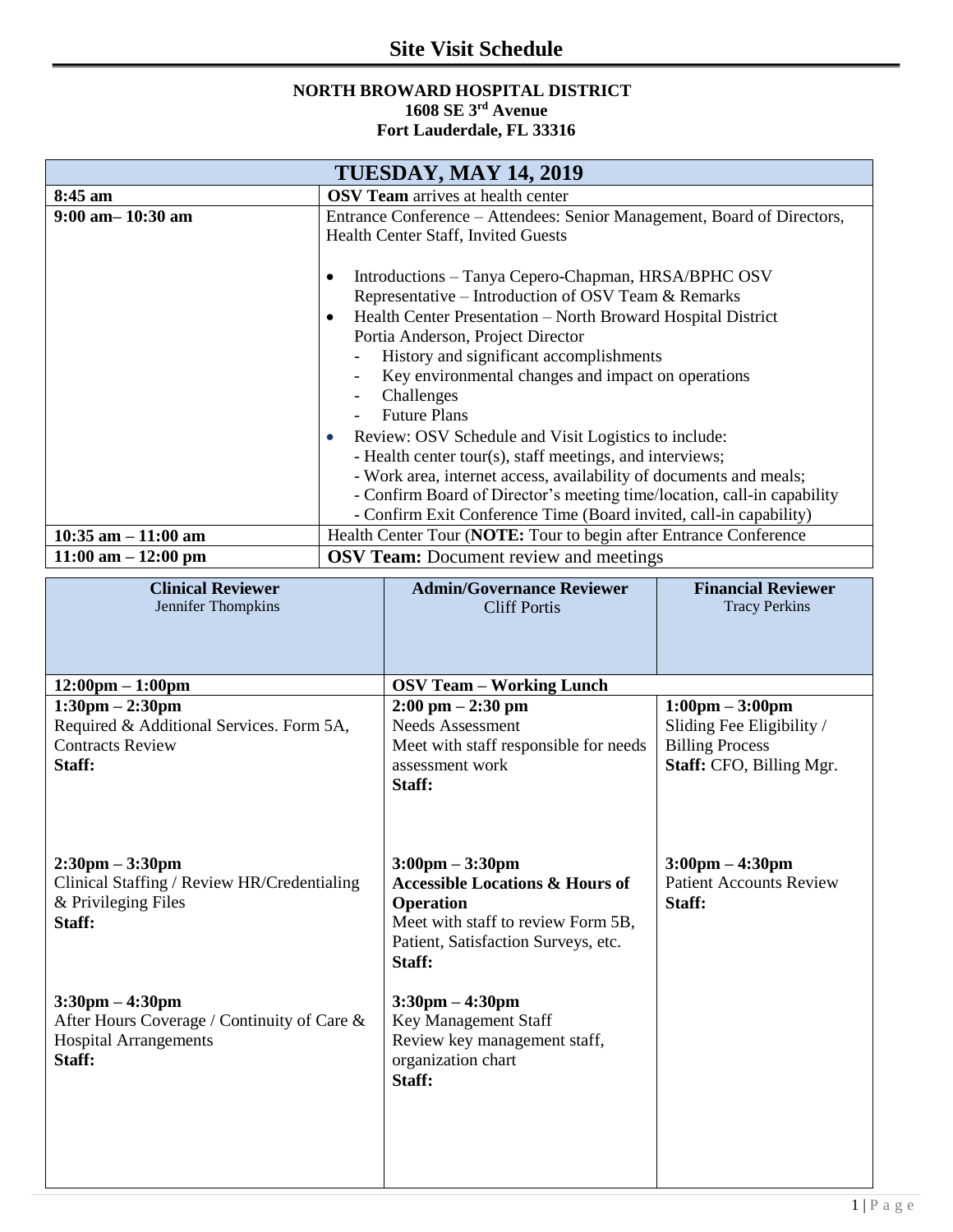# Site Visit Schedule

**NORTH BROWARD HOSPITAL DISTRICT**
**1608 SE 3rd Avenue**
**Fort Lauderdale, FL 33316**

| **TUESDAY, MAY 14, 2019** | |
|---|---|
| **8:45 am** | **OSV Team** arrives at health center |
| **9:00 am– 10:30 am** | Entrance Conference – Attendees: Senior Management, Board of Directors, Health Center Staff, Invited Guests<br><br>• Introductions – Tanya Cepero-Chapman, HRSA/BPHC OSV Representative – Introduction of OSV Team & Remarks<br>• Health Center Presentation – North Broward Hospital District Portia Anderson, Project Director<br>&nbsp;&nbsp;- History and significant accomplishments<br>&nbsp;&nbsp;- Key environmental changes and impact on operations<br>&nbsp;&nbsp;- Challenges<br>&nbsp;&nbsp;- Future Plans<br>• Review: OSV Schedule and Visit Logistics to include:<br>- Health center tour(s), staff meetings, and interviews;<br>- Work area, internet access, availability of documents and meals;<br>- Confirm Board of Director's meeting time/location, call-in capability<br>- Confirm Exit Conference Time (Board invited, call-in capability) |
| **10:35 am – 11:00 am** | Health Center Tour (**NOTE:** Tour to begin after Entrance Conference |
| **11:00 am – 12:00 pm** | **OSV Team:** Document review and meetings |

| **Clinical Reviewer**<br>Jennifer Thompkins | **Admin/Governance Reviewer**<br>Cliff Portis | **Financial Reviewer**<br>Tracy Perkins |
|---|---|---|
| **12:00pm – 1:00pm** | **OSV Team – Working Lunch** | |
| **1:30pm – 2:30pm**<br>Required & Additional Services. Form 5A, Contracts Review<br>**Staff:** | **2:00 pm – 2:30 pm**<br>Needs Assessment<br>Meet with staff responsible for needs assessment work<br>**Staff:** | **1:00pm – 3:00pm**<br>Sliding Fee Eligibility / Billing Process<br>**Staff:** CFO, Billing Mgr. |
| **2:30pm – 3:30pm**<br>Clinical Staffing / Review HR/Credentialing & Privileging Files<br>**Staff:** | **3:00pm – 3:30pm**<br>**Accessible Locations & Hours of Operation**<br>Meet with staff to review Form 5B, Patient, Satisfaction Surveys, etc.<br>**Staff:** | **3:00pm – 4:30pm**<br>Patient Accounts Review<br>**Staff:** |
| **3:30pm – 4:30pm**<br>After Hours Coverage / Continuity of Care & Hospital Arrangements<br>**Staff:** | **3:30pm – 4:30pm**<br>Key Management Staff<br>Review key management staff, organization chart<br>**Staff:** | |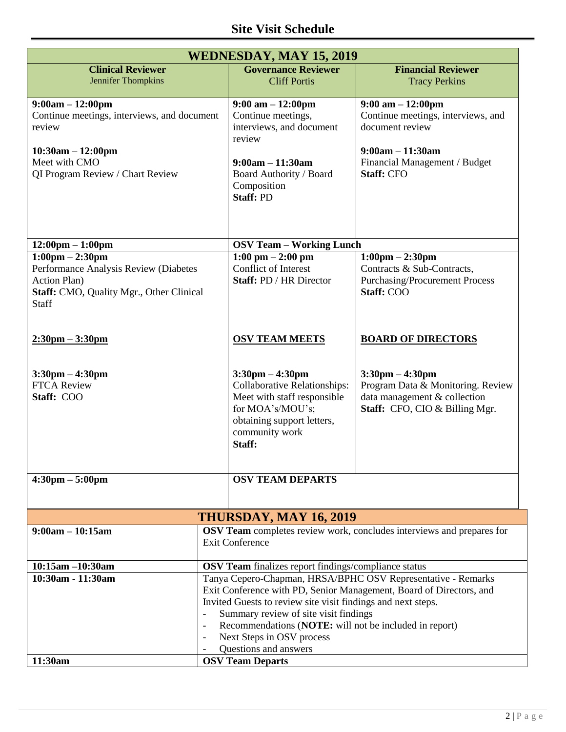# Site Visit Schedule

| WEDNESDAY, MAY 15, 2019 | | |
|---|---|---|
| **Clinical Reviewer** Jennifer Thompkins | **Governance Reviewer** Cliff Portis | **Financial Reviewer** Tracy Perkins |
| **9:00am – 12:00pm** Continue meetings, interviews, and document review<br><br>**10:30am – 12:00pm** Meet with CMO QI Program Review / Chart Review | **9:00 am – 12:00pm** Continue meetings, interviews, and document review<br><br>**9:00am – 11:30am** Board Authority / Board Composition **Staff:** PD | **9:00 am – 12:00pm** Continue meetings, interviews, and document review<br><br>**9:00am – 11:30am** Financial Management / Budget **Staff:** CFO |
| **12:00pm – 1:00pm** | **OSV Team – Working Lunch** | |
| **1:00pm – 2:30pm** Performance Analysis Review (Diabetes Action Plan) **Staff:** CMO, Quality Mgr., Other Clinical Staff | **1:00 pm – 2:00 pm** Conflict of Interest **Staff:** PD / HR Director | **1:00pm – 2:30pm** Contracts & Sub-Contracts, Purchasing/Procurement Process **Staff:** COO |
| **<u>2:30pm – 3:30pm</u>** | **<u>OSV TEAM MEETS</u>** | **<u>BOARD OF DIRECTORS</u>** |
| **3:30pm – 4:30pm** FTCA Review **Staff:** COO | **3:30pm – 4:30pm** Collaborative Relationships: Meet with staff responsible for MOA's/MOU's; obtaining support letters, community work **Staff:** | **3:30pm – 4:30pm** Program Data & Monitoring. Review data management & collection **Staff:** CFO, CIO & Billing Mgr. |
| **4:30pm – 5:00pm** | **OSV TEAM DEPARTS** | |

| THURSDAY, MAY 16, 2019 | |
|---|---|
| **9:00am – 10:15am** | **OSV Team** completes review work, concludes interviews and prepares for Exit Conference |
| **10:15am –10:30am** | **OSV Team** finalizes report findings/compliance status |
| **10:30am - 11:30am** | Tanya Cepero-Chapman, HRSA/BPHC OSV Representative - Remarks<br>Exit Conference with PD, Senior Management, Board of Directors, and Invited Guests to review site visit findings and next steps.<br>- Summary review of site visit findings<br>- Recommendations (**NOTE:** will not be included in report)<br>- Next Steps in OSV process<br>- Questions and answers |
| **11:30am** | **OSV Team Departs** |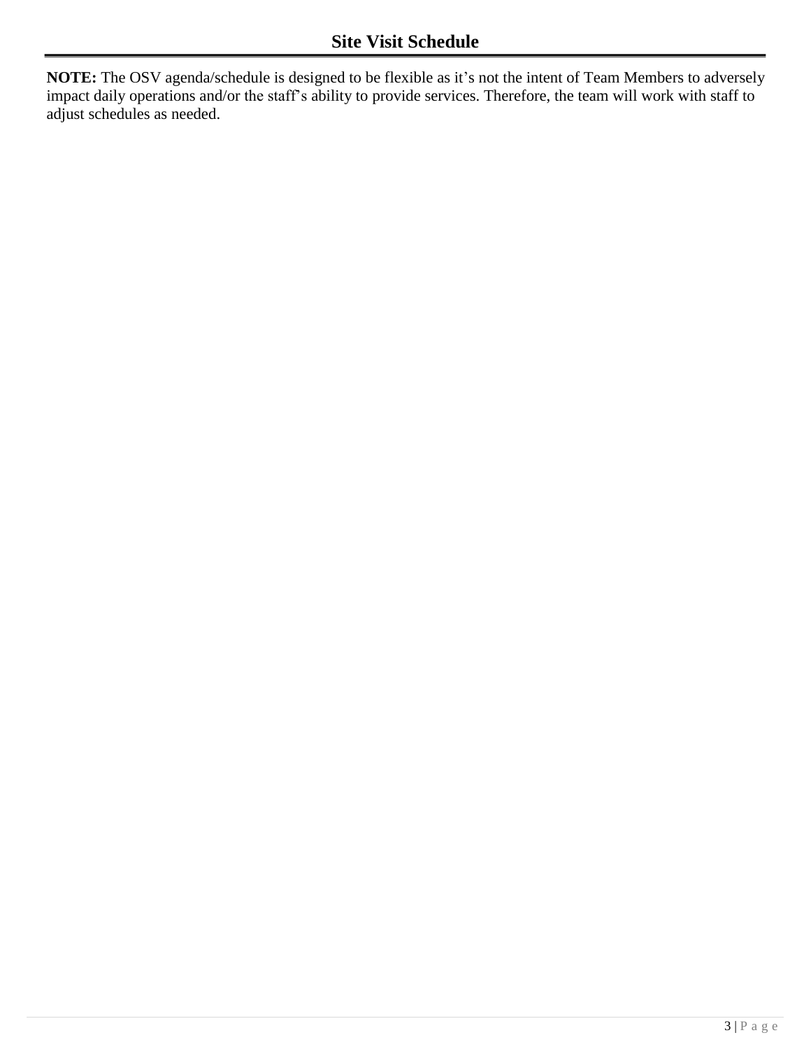# Site Visit Schedule

**NOTE:** The OSV agenda/schedule is designed to be flexible as it's not the intent of Team Members to adversely impact daily operations and/or the staff's ability to provide services. Therefore, the team will work with staff to adjust schedules as needed.